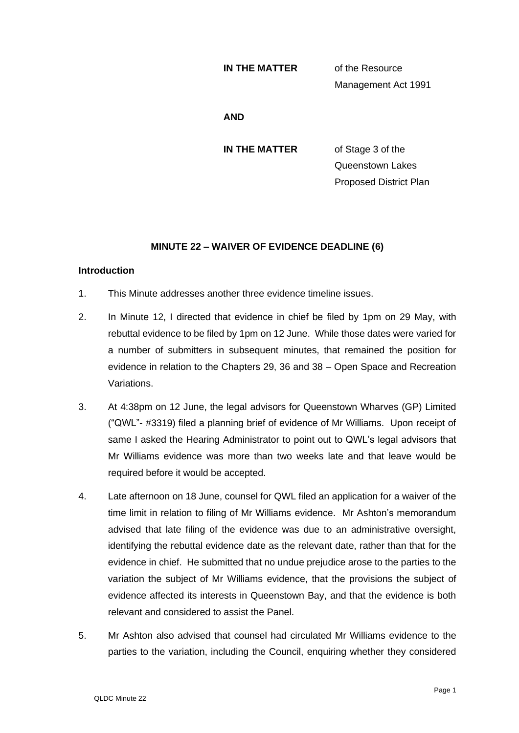**IN THE MATTER** of the Resource Management Act 1991

**AND**

**IN THE MATTER** of Stage 3 of the Queenstown Lakes Proposed District Plan

## MINUTE 22 – WAIVER OF EVIDENCE DEADLINE (6)

### Introduction

1. This Minute addresses another three evidence timeline issues.

2. In Minute 12, I directed that evidence in chief be filed by 1pm on 29 May, with rebuttal evidence to be filed by 1pm on 12 June. While those dates were varied for a number of submitters in subsequent minutes, that remained the position for evidence in relation to the Chapters 29, 36 and 38 – Open Space and Recreation Variations.

3. At 4:38pm on 12 June, the legal advisors for Queenstown Wharves (GP) Limited ("QWL"- #3319) filed a planning brief of evidence of Mr Williams. Upon receipt of same I asked the Hearing Administrator to point out to QWL's legal advisors that Mr Williams evidence was more than two weeks late and that leave would be required before it would be accepted.

4. Late afternoon on 18 June, counsel for QWL filed an application for a waiver of the time limit in relation to filing of Mr Williams evidence. Mr Ashton's memorandum advised that late filing of the evidence was due to an administrative oversight, identifying the rebuttal evidence date as the relevant date, rather than that for the evidence in chief. He submitted that no undue prejudice arose to the parties to the variation the subject of Mr Williams evidence, that the provisions the subject of evidence affected its interests in Queenstown Bay, and that the evidence is both relevant and considered to assist the Panel.

5. Mr Ashton also advised that counsel had circulated Mr Williams evidence to the parties to the variation, including the Council, enquiring whether they considered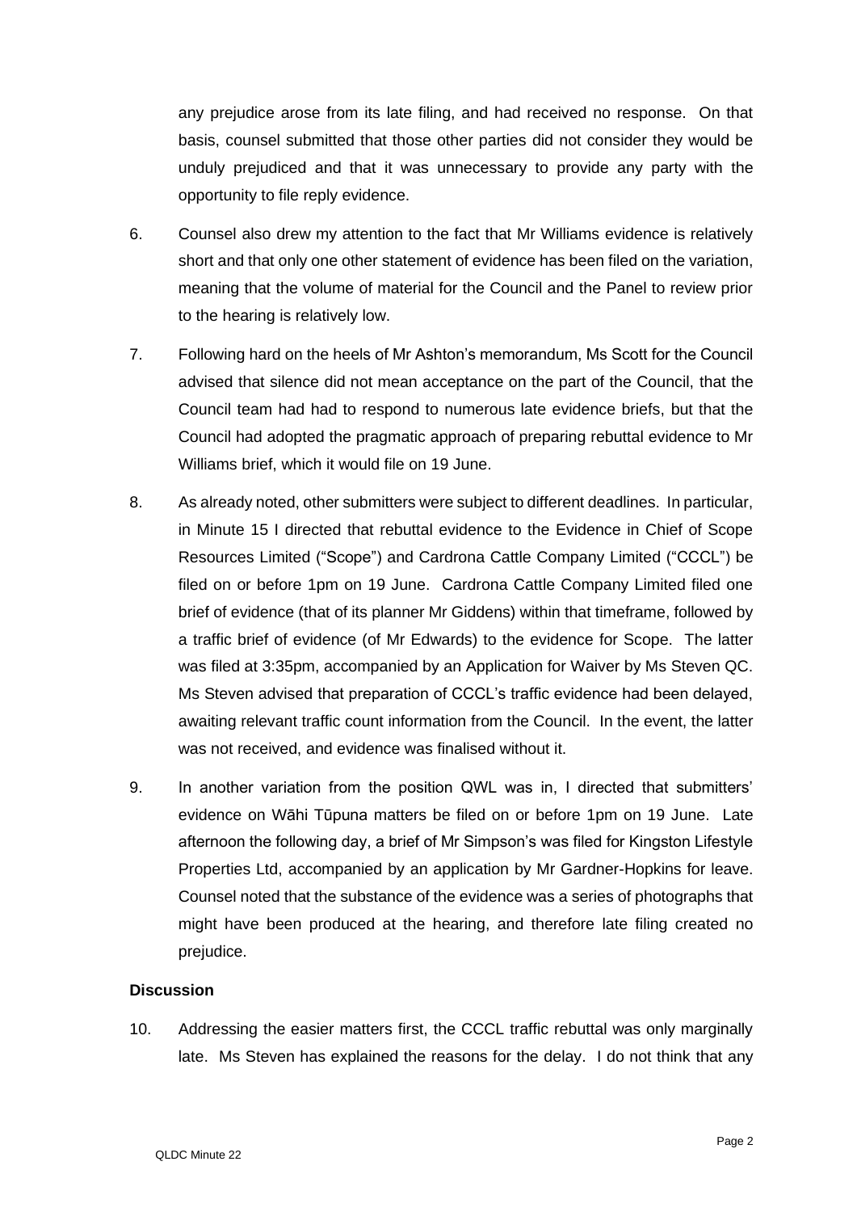any prejudice arose from its late filing, and had received no response. On that basis, counsel submitted that those other parties did not consider they would be unduly prejudiced and that it was unnecessary to provide any party with the opportunity to file reply evidence.

6. Counsel also drew my attention to the fact that Mr Williams evidence is relatively short and that only one other statement of evidence has been filed on the variation, meaning that the volume of material for the Council and the Panel to review prior to the hearing is relatively low.

7. Following hard on the heels of Mr Ashton's memorandum, Ms Scott for the Council advised that silence did not mean acceptance on the part of the Council, that the Council team had had to respond to numerous late evidence briefs, but that the Council had adopted the pragmatic approach of preparing rebuttal evidence to Mr Williams brief, which it would file on 19 June.

8. As already noted, other submitters were subject to different deadlines. In particular, in Minute 15 I directed that rebuttal evidence to the Evidence in Chief of Scope Resources Limited ("Scope") and Cardrona Cattle Company Limited ("CCCL") be filed on or before 1pm on 19 June. Cardrona Cattle Company Limited filed one brief of evidence (that of its planner Mr Giddens) within that timeframe, followed by a traffic brief of evidence (of Mr Edwards) to the evidence for Scope. The latter was filed at 3:35pm, accompanied by an Application for Waiver by Ms Steven QC. Ms Steven advised that preparation of CCCL's traffic evidence had been delayed, awaiting relevant traffic count information from the Council. In the event, the latter was not received, and evidence was finalised without it.

9. In another variation from the position QWL was in, I directed that submitters' evidence on Wāhi Tūpuna matters be filed on or before 1pm on 19 June. Late afternoon the following day, a brief of Mr Simpson's was filed for Kingston Lifestyle Properties Ltd, accompanied by an application by Mr Gardner-Hopkins for leave. Counsel noted that the substance of the evidence was a series of photographs that might have been produced at the hearing, and therefore late filing created no prejudice.

## Discussion

10. Addressing the easier matters first, the CCCL traffic rebuttal was only marginally late. Ms Steven has explained the reasons for the delay. I do not think that any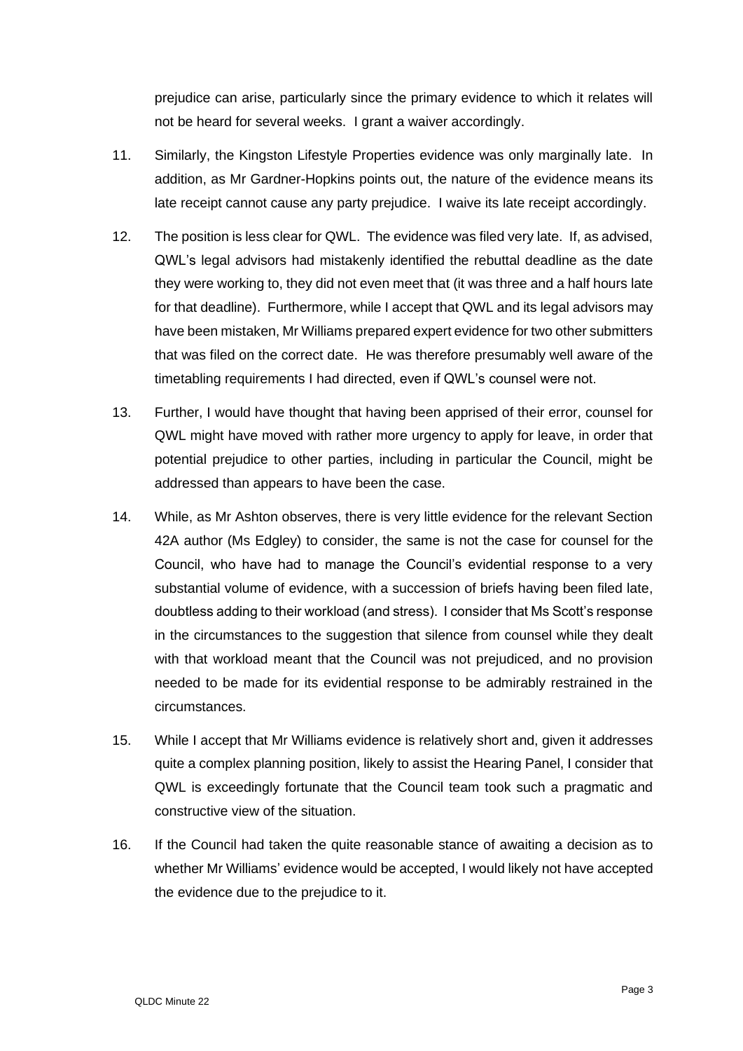prejudice can arise, particularly since the primary evidence to which it relates will not be heard for several weeks. I grant a waiver accordingly.

11. Similarly, the Kingston Lifestyle Properties evidence was only marginally late. In addition, as Mr Gardner-Hopkins points out, the nature of the evidence means its late receipt cannot cause any party prejudice. I waive its late receipt accordingly.

12. The position is less clear for QWL. The evidence was filed very late. If, as advised, QWL's legal advisors had mistakenly identified the rebuttal deadline as the date they were working to, they did not even meet that (it was three and a half hours late for that deadline). Furthermore, while I accept that QWL and its legal advisors may have been mistaken, Mr Williams prepared expert evidence for two other submitters that was filed on the correct date. He was therefore presumably well aware of the timetabling requirements I had directed, even if QWL's counsel were not.

13. Further, I would have thought that having been apprised of their error, counsel for QWL might have moved with rather more urgency to apply for leave, in order that potential prejudice to other parties, including in particular the Council, might be addressed than appears to have been the case.

14. While, as Mr Ashton observes, there is very little evidence for the relevant Section 42A author (Ms Edgley) to consider, the same is not the case for counsel for the Council, who have had to manage the Council's evidential response to a very substantial volume of evidence, with a succession of briefs having been filed late, doubtless adding to their workload (and stress). I consider that Ms Scott's response in the circumstances to the suggestion that silence from counsel while they dealt with that workload meant that the Council was not prejudiced, and no provision needed to be made for its evidential response to be admirably restrained in the circumstances.

15. While I accept that Mr Williams evidence is relatively short and, given it addresses quite a complex planning position, likely to assist the Hearing Panel, I consider that QWL is exceedingly fortunate that the Council team took such a pragmatic and constructive view of the situation.

16. If the Council had taken the quite reasonable stance of awaiting a decision as to whether Mr Williams' evidence would be accepted, I would likely not have accepted the evidence due to the prejudice to it.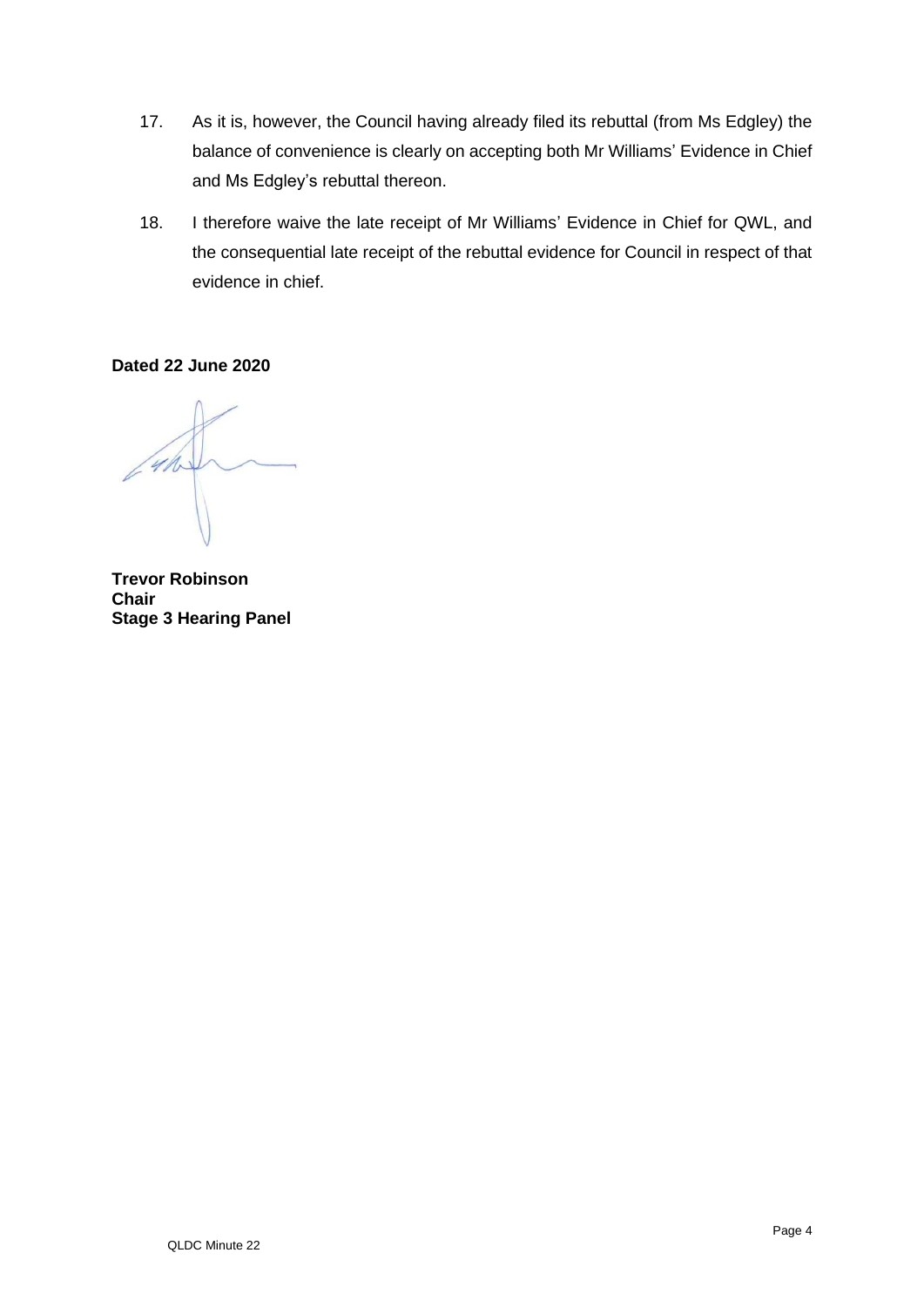17. As it is, however, the Council having already filed its rebuttal (from Ms Edgley) the balance of convenience is clearly on accepting both Mr Williams' Evidence in Chief and Ms Edgley's rebuttal thereon.

18. I therefore waive the late receipt of Mr Williams' Evidence in Chief for QWL, and the consequential late receipt of the rebuttal evidence for Council in respect of that evidence in chief.

**Dated 22 June 2020**

**Trevor Robinson**
**Chair**
**Stage 3 Hearing Panel**